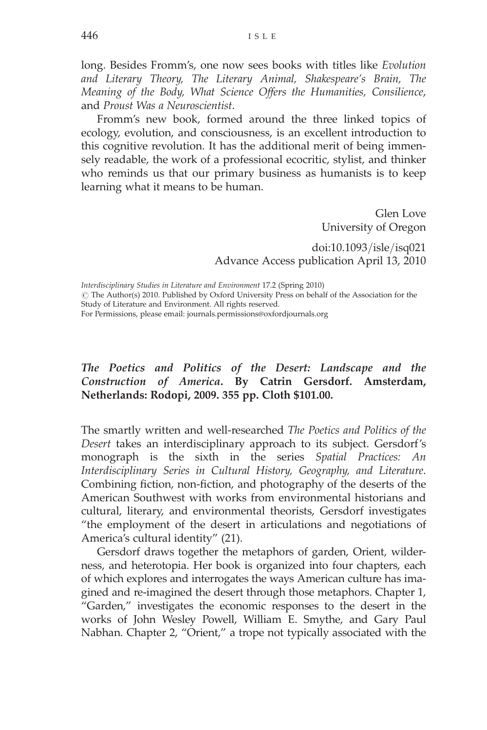long. Besides Fromm's, one now sees books with titles like *Evolution and Literary Theory, The Literary Animal, Shakespeare's Brain, The Meaning of the Body, What Science Offers the Humanities, Consilience*, and *Proust Was a Neuroscientist*.

Fromm's new book, formed around the three linked topics of ecology, evolution, and consciousness, is an excellent introduction to this cognitive revolution. It has the additional merit of being immensely readable, the work of a professional ecocritic, stylist, and thinker who reminds us that our primary business as humanists is to keep learning what it means to be human.

Glen Love
University of Oregon

doi:10.1093/isle/isq021
Advance Access publication April 13, 2010

*Interdisciplinary Studies in Literature and Environment* 17.2 (Spring 2010)
© The Author(s) 2010. Published by Oxford University Press on behalf of the Association for the Study of Literature and Environment. All rights reserved.
For Permissions, please email: journals.permissions@oxfordjournals.org

***The Poetics and Politics of the Desert: Landscape and the Construction of America*. By Catrin Gersdorf. Amsterdam, Netherlands: Rodopi, 2009. 355 pp. Cloth $101.00.**

The smartly written and well-researched *The Poetics and Politics of the Desert* takes an interdisciplinary approach to its subject. Gersdorf's monograph is the sixth in the series *Spatial Practices: An Interdisciplinary Series in Cultural History, Geography, and Literature*. Combining fiction, non-fiction, and photography of the deserts of the American Southwest with works from environmental historians and cultural, literary, and environmental theorists, Gersdorf investigates "the employment of the desert in articulations and negotiations of America's cultural identity" (21).

Gersdorf draws together the metaphors of garden, Orient, wilderness, and heterotopia. Her book is organized into four chapters, each of which explores and interrogates the ways American culture has imagined and re-imagined the desert through those metaphors. Chapter 1, "Garden," investigates the economic responses to the desert in the works of John Wesley Powell, William E. Smythe, and Gary Paul Nabhan. Chapter 2, "Orient," a trope not typically associated with the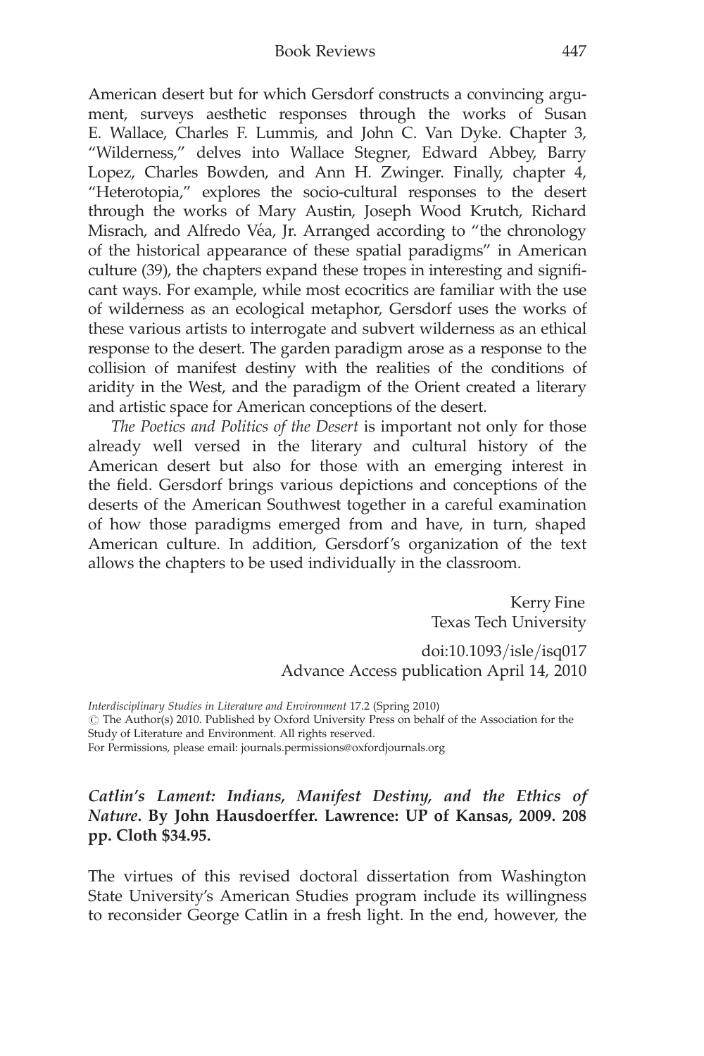American desert but for which Gersdorf constructs a convincing argument, surveys aesthetic responses through the works of Susan E. Wallace, Charles F. Lummis, and John C. Van Dyke. Chapter 3, "Wilderness," delves into Wallace Stegner, Edward Abbey, Barry Lopez, Charles Bowden, and Ann H. Zwinger. Finally, chapter 4, "Heterotopia," explores the socio-cultural responses to the desert through the works of Mary Austin, Joseph Wood Krutch, Richard Misrach, and Alfredo Véa, Jr. Arranged according to "the chronology of the historical appearance of these spatial paradigms" in American culture (39), the chapters expand these tropes in interesting and significant ways. For example, while most ecocritics are familiar with the use of wilderness as an ecological metaphor, Gersdorf uses the works of these various artists to interrogate and subvert wilderness as an ethical response to the desert. The garden paradigm arose as a response to the collision of manifest destiny with the realities of the conditions of aridity in the West, and the paradigm of the Orient created a literary and artistic space for American conceptions of the desert.

*The Poetics and Politics of the Desert* is important not only for those already well versed in the literary and cultural history of the American desert but also for those with an emerging interest in the field. Gersdorf brings various depictions and conceptions of the deserts of the American Southwest together in a careful examination of how those paradigms emerged from and have, in turn, shaped American culture. In addition, Gersdorf's organization of the text allows the chapters to be used individually in the classroom.

Kerry Fine
Texas Tech University

doi:10.1093/isle/isq017
Advance Access publication April 14, 2010

*Interdisciplinary Studies in Literature and Environment* 17.2 (Spring 2010)
© The Author(s) 2010. Published by Oxford University Press on behalf of the Association for the Study of Literature and Environment. All rights reserved.
For Permissions, please email: journals.permissions@oxfordjournals.org

***Catlin's Lament: Indians, Manifest Destiny, and the Ethics of Nature*. By John Hausdoerffer. Lawrence: UP of Kansas, 2009. 208 pp. Cloth $34.95.**

The virtues of this revised doctoral dissertation from Washington State University's American Studies program include its willingness to reconsider George Catlin in a fresh light. In the end, however, the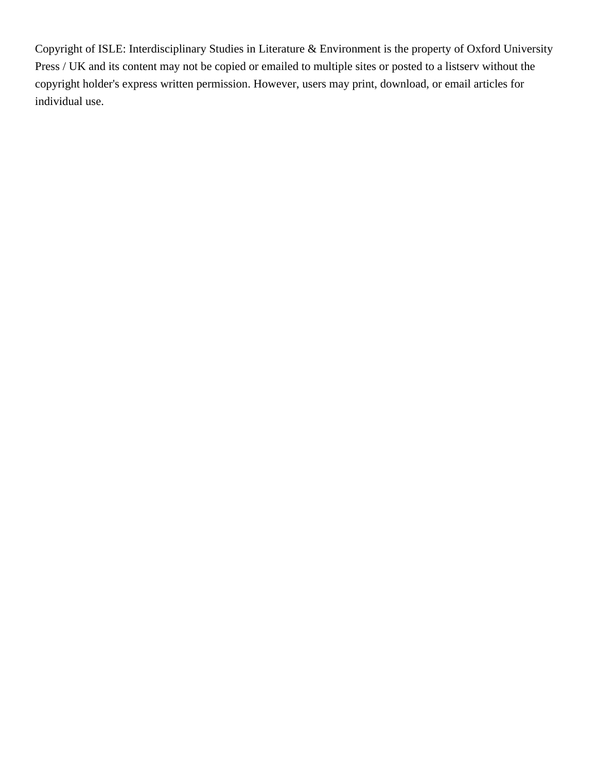Copyright of ISLE: Interdisciplinary Studies in Literature & Environment is the property of Oxford University Press / UK and its content may not be copied or emailed to multiple sites or posted to a listserv without the copyright holder's express written permission. However, users may print, download, or email articles for individual use.